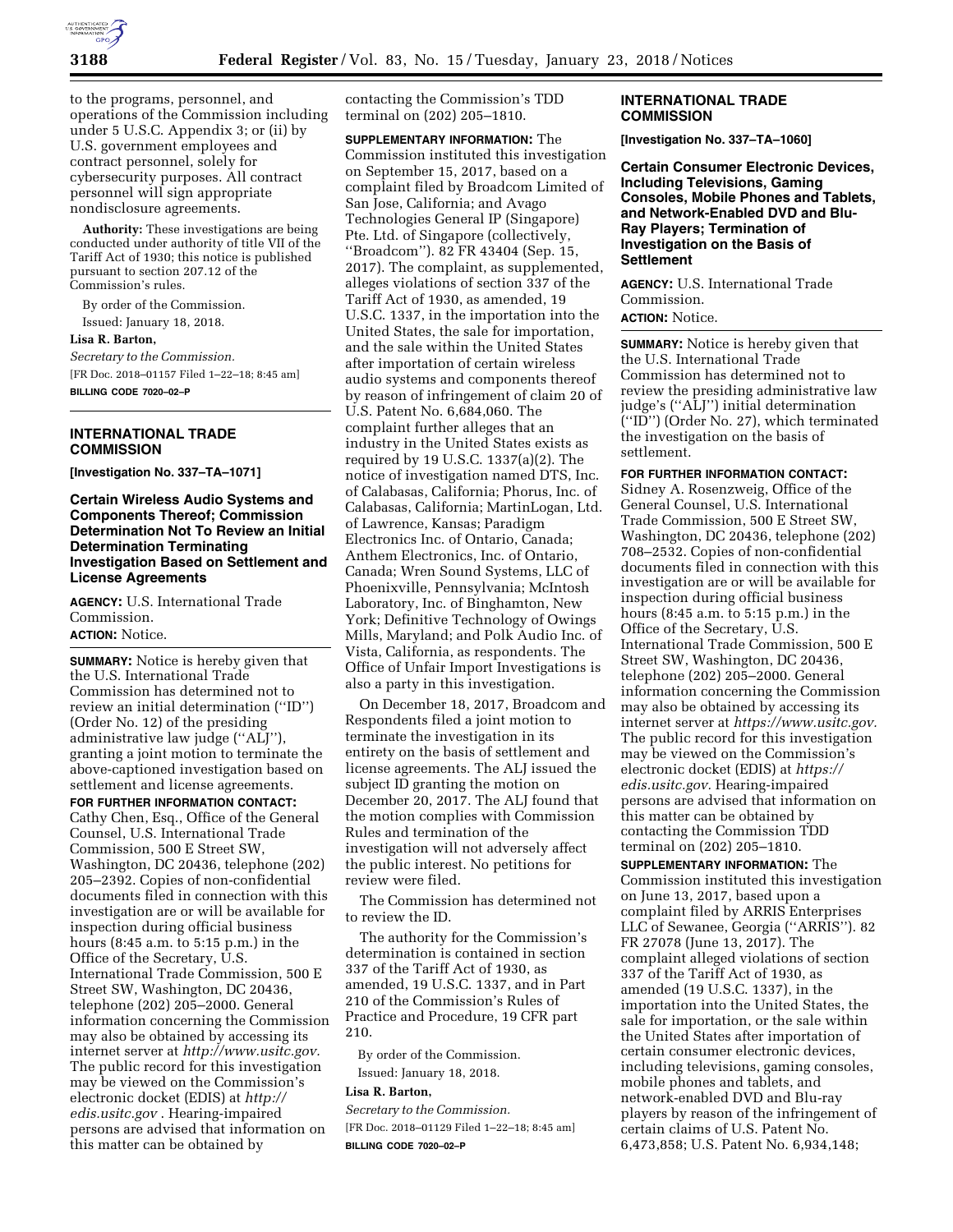to the programs, personnel, and operations of the Commission including under 5 U.S.C. Appendix 3; or (ii) by U.S. government employees and contract personnel, solely for cybersecurity purposes. All contract personnel will sign appropriate nondisclosure agreements.

**Authority:** These investigations are being conducted under authority of title VII of the Tariff Act of 1930; this notice is published pursuant to section 207.12 of the Commission's rules.

By order of the Commission.

Issued: January 18, 2018.

**Lisa R. Barton,**

*Secretary to the Commission.*

[FR Doc. 2018–01157 Filed 1–22–18; 8:45 am]

**BILLING CODE 7020–02–P**

---

## INTERNATIONAL TRADE COMMISSION

**[Investigation No. 337–TA–1071]**

### Certain Wireless Audio Systems and Components Thereof; Commission Determination Not To Review an Initial Determination Terminating Investigation Based on Settlement and License Agreements

**AGENCY:** U.S. International Trade Commission.

**ACTION:** Notice.

**SUMMARY:** Notice is hereby given that the U.S. International Trade Commission has determined not to review an initial determination (''ID'') (Order No. 12) of the presiding administrative law judge (''ALJ''), granting a joint motion to terminate the above-captioned investigation based on settlement and license agreements.

**FOR FURTHER INFORMATION CONTACT:** Cathy Chen, Esq., Office of the General Counsel, U.S. International Trade Commission, 500 E Street SW, Washington, DC 20436, telephone (202) 205–2392. Copies of non-confidential documents filed in connection with this investigation are or will be available for inspection during official business hours (8:45 a.m. to 5:15 p.m.) in the Office of the Secretary, U.S. International Trade Commission, 500 E Street SW, Washington, DC 20436, telephone (202) 205–2000. General information concerning the Commission may also be obtained by accessing its internet server at *http://www.usitc.gov.* The public record for this investigation may be viewed on the Commission's electronic docket (EDIS) at *http://edis.usitc.gov* . Hearing-impaired persons are advised that information on this matter can be obtained by contacting the Commission's TDD terminal on (202) 205–1810.

**SUPPLEMENTARY INFORMATION:** The Commission instituted this investigation on September 15, 2017, based on a complaint filed by Broadcom Limited of San Jose, California; and Avago Technologies General IP (Singapore) Pte. Ltd. of Singapore (collectively, ''Broadcom''). 82 FR 43404 (Sep. 15, 2017). The complaint, as supplemented, alleges violations of section 337 of the Tariff Act of 1930, as amended, 19 U.S.C. 1337, in the importation into the United States, the sale for importation, and the sale within the United States after importation of certain wireless audio systems and components thereof by reason of infringement of claim 20 of U.S. Patent No. 6,684,060. The complaint further alleges that an industry in the United States exists as required by 19 U.S.C. 1337(a)(2). The notice of investigation named DTS, Inc. of Calabasas, California; Phorus, Inc. of Calabasas, California; MartinLogan, Ltd. of Lawrence, Kansas; Paradigm Electronics Inc. of Ontario, Canada; Anthem Electronics, Inc. of Ontario, Canada; Wren Sound Systems, LLC of Phoenixville, Pennsylvania; McIntosh Laboratory, Inc. of Binghamton, New York; Definitive Technology of Owings Mills, Maryland; and Polk Audio Inc. of Vista, California, as respondents. The Office of Unfair Import Investigations is also a party in this investigation.

On December 18, 2017, Broadcom and Respondents filed a joint motion to terminate the investigation in its entirety on the basis of settlement and license agreements. The ALJ issued the subject ID granting the motion on December 20, 2017. The ALJ found that the motion complies with Commission Rules and termination of the investigation will not adversely affect the public interest. No petitions for review were filed.

The Commission has determined not to review the ID.

The authority for the Commission's determination is contained in section 337 of the Tariff Act of 1930, as amended, 19 U.S.C. 1337, and in Part 210 of the Commission's Rules of Practice and Procedure, 19 CFR part 210.

By order of the Commission.

Issued: January 18, 2018.

**Lisa R. Barton,**

*Secretary to the Commission.*

[FR Doc. 2018–01129 Filed 1–22–18; 8:45 am]

**BILLING CODE 7020–02–P**

---

## INTERNATIONAL TRADE COMMISSION

**[Investigation No. 337–TA–1060]**

### Certain Consumer Electronic Devices, Including Televisions, Gaming Consoles, Mobile Phones and Tablets, and Network-Enabled DVD and Blu-Ray Players; Termination of Investigation on the Basis of Settlement

**AGENCY:** U.S. International Trade Commission.

**ACTION:** Notice.

**SUMMARY:** Notice is hereby given that the U.S. International Trade Commission has determined not to review the presiding administrative law judge's (''ALJ'') initial determination (''ID'') (Order No. 27), which terminated the investigation on the basis of settlement.

**FOR FURTHER INFORMATION CONTACT:** Sidney A. Rosenzweig, Office of the General Counsel, U.S. International Trade Commission, 500 E Street SW, Washington, DC 20436, telephone (202) 708–2532. Copies of non-confidential documents filed in connection with this investigation are or will be available for inspection during official business hours (8:45 a.m. to 5:15 p.m.) in the Office of the Secretary, U.S. International Trade Commission, 500 E Street SW, Washington, DC 20436, telephone (202) 205–2000. General information concerning the Commission may also be obtained by accessing its internet server at *https://www.usitc.gov.* The public record for this investigation may be viewed on the Commission's electronic docket (EDIS) at *https://edis.usitc.gov.* Hearing-impaired persons are advised that information on this matter can be obtained by contacting the Commission TDD terminal on (202) 205–1810.

**SUPPLEMENTARY INFORMATION:** The Commission instituted this investigation on June 13, 2017, based upon a complaint filed by ARRIS Enterprises LLC of Sewanee, Georgia (''ARRIS''). 82 FR 27078 (June 13, 2017). The complaint alleged violations of section 337 of the Tariff Act of 1930, as amended (19 U.S.C. 1337), in the importation into the United States, the sale for importation, or the sale within the United States after importation of certain consumer electronic devices, including televisions, gaming consoles, mobile phones and tablets, and network-enabled DVD and Blu-ray players by reason of the infringement of certain claims of U.S. Patent No. 6,473,858; U.S. Patent No. 6,934,148;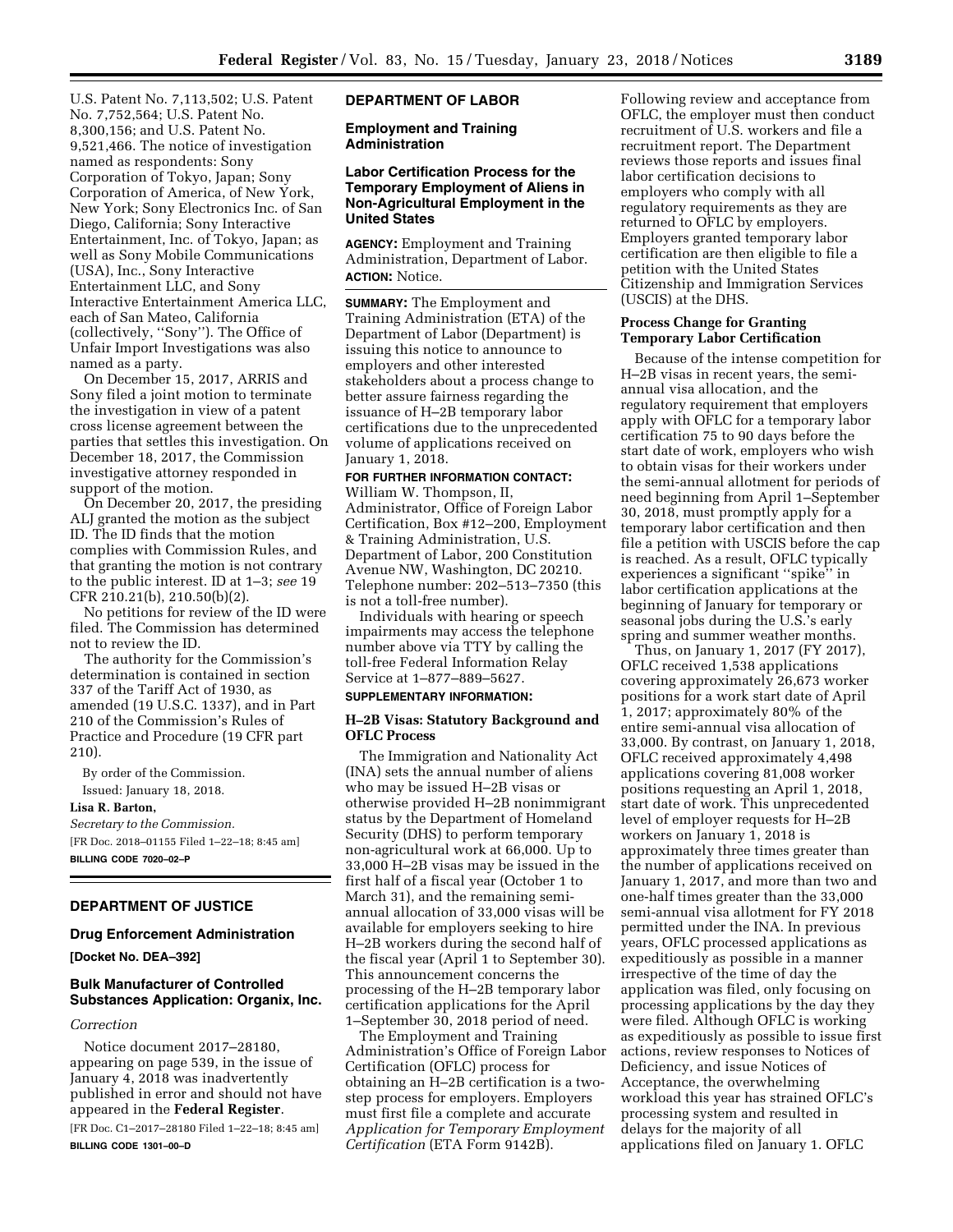U.S. Patent No. 7,113,502; U.S. Patent No. 7,752,564; U.S. Patent No. 8,300,156; and U.S. Patent No. 9,521,466. The notice of investigation named as respondents: Sony Corporation of Tokyo, Japan; Sony Corporation of America, of New York, New York; Sony Electronics Inc. of San Diego, California; Sony Interactive Entertainment, Inc. of Tokyo, Japan; as well as Sony Mobile Communications (USA), Inc., Sony Interactive Entertainment LLC, and Sony Interactive Entertainment America LLC, each of San Mateo, California (collectively, ''Sony''). The Office of Unfair Import Investigations was also named as a party.

On December 15, 2017, ARRIS and Sony filed a joint motion to terminate the investigation in view of a patent cross license agreement between the parties that settles this investigation. On December 18, 2017, the Commission investigative attorney responded in support of the motion.

On December 20, 2017, the presiding ALJ granted the motion as the subject ID. The ID finds that the motion complies with Commission Rules, and that granting the motion is not contrary to the public interest. ID at 1–3; *see* 19 CFR 210.21(b), 210.50(b)(2).

No petitions for review of the ID were filed. The Commission has determined not to review the ID.

The authority for the Commission's determination is contained in section 337 of the Tariff Act of 1930, as amended (19 U.S.C. 1337), and in Part 210 of the Commission's Rules of Practice and Procedure (19 CFR part 210).

By order of the Commission.

Issued: January 18, 2018.

**Lisa R. Barton,**

*Secretary to the Commission.*

[FR Doc. 2018–01155 Filed 1–22–18; 8:45 am]

**BILLING CODE 7020–02–P**

## DEPARTMENT OF JUSTICE

### Drug Enforcement Administration

**[Docket No. DEA–392]**

### Bulk Manufacturer of Controlled Substances Application: Organix, Inc.

*Correction*

Notice document 2017–28180, appearing on page 539, in the issue of January 4, 2018 was inadvertently published in error and should not have appeared in the **Federal Register**.

[FR Doc. C1–2017–28180 Filed 1–22–18; 8:45 am]

**BILLING CODE 1301–00–D**

## DEPARTMENT OF LABOR

### Employment and Training Administration

### Labor Certification Process for the Temporary Employment of Aliens in Non-Agricultural Employment in the United States

**AGENCY:** Employment and Training Administration, Department of Labor.

**ACTION:** Notice.

**SUMMARY:** The Employment and Training Administration (ETA) of the Department of Labor (Department) is issuing this notice to announce to employers and other interested stakeholders about a process change to better assure fairness regarding the issuance of H–2B temporary labor certifications due to the unprecedented volume of applications received on January 1, 2018.

**FOR FURTHER INFORMATION CONTACT:** William W. Thompson, II, Administrator, Office of Foreign Labor Certification, Box #12–200, Employment & Training Administration, U.S. Department of Labor, 200 Constitution Avenue NW, Washington, DC 20210. Telephone number: 202–513–7350 (this is not a toll-free number).

Individuals with hearing or speech impairments may access the telephone number above via TTY by calling the toll-free Federal Information Relay Service at 1–877–889–5627.

**SUPPLEMENTARY INFORMATION:**

#### H–2B Visas: Statutory Background and OFLC Process

The Immigration and Nationality Act (INA) sets the annual number of aliens who may be issued H–2B visas or otherwise provided H–2B nonimmigrant status by the Department of Homeland Security (DHS) to perform temporary non-agricultural work at 66,000. Up to 33,000 H–2B visas may be issued in the first half of a fiscal year (October 1 to March 31), and the remaining semi-annual allocation of 33,000 visas will be available for employers seeking to hire H–2B workers during the second half of the fiscal year (April 1 to September 30). This announcement concerns the processing of the H–2B temporary labor certification applications for the April 1–September 30, 2018 period of need.

The Employment and Training Administration's Office of Foreign Labor Certification (OFLC) process for obtaining an H–2B certification is a two-step process for employers. Employers must first file a complete and accurate *Application for Temporary Employment Certification* (ETA Form 9142B). Following review and acceptance from OFLC, the employer must then conduct recruitment of U.S. workers and file a recruitment report. The Department reviews those reports and issues final labor certification decisions to employers who comply with all regulatory requirements as they are returned to OFLC by employers. Employers granted temporary labor certification are then eligible to file a petition with the United States Citizenship and Immigration Services (USCIS) at the DHS.

#### Process Change for Granting Temporary Labor Certification

Because of the intense competition for H–2B visas in recent years, the semi-annual visa allocation, and the regulatory requirement that employers apply with OFLC for a temporary labor certification 75 to 90 days before the start date of work, employers who wish to obtain visas for their workers under the semi-annual allotment for periods of need beginning from April 1–September 30, 2018, must promptly apply for a temporary labor certification and then file a petition with USCIS before the cap is reached. As a result, OFLC typically experiences a significant ''spike'' in labor certification applications at the beginning of January for temporary or seasonal jobs during the U.S.'s early spring and summer weather months.

Thus, on January 1, 2017 (FY 2017), OFLC received 1,538 applications covering approximately 26,673 worker positions for a work start date of April 1, 2017; approximately 80% of the entire semi-annual visa allocation of 33,000. By contrast, on January 1, 2018, OFLC received approximately 4,498 applications covering 81,008 worker positions requesting an April 1, 2018, start date of work. This unprecedented level of employer requests for H–2B workers on January 1, 2018 is approximately three times greater than the number of applications received on January 1, 2017, and more than two and one-half times greater than the 33,000 semi-annual visa allotment for FY 2018 permitted under the INA. In previous years, OFLC processed applications as expeditiously as possible in a manner irrespective of the time of day the application was filed, only focusing on processing applications by the day they were filed. Although OFLC is working as expeditiously as possible to issue first actions, review responses to Notices of Deficiency, and issue Notices of Acceptance, the overwhelming workload this year has strained OFLC's processing system and resulted in delays for the majority of all applications filed on January 1. OFLC